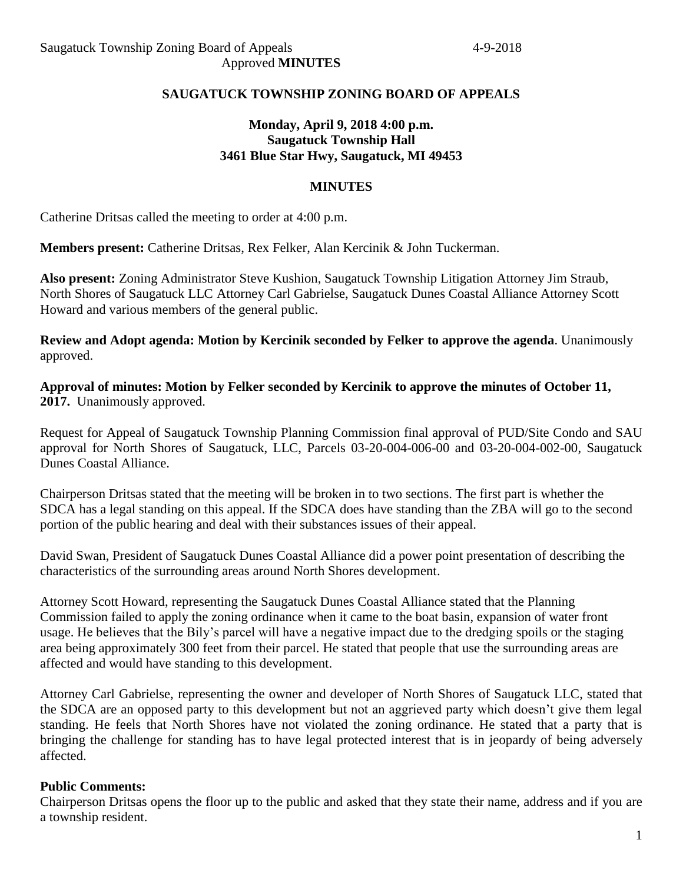## SAUGATUCK TOWNSHIP ZONING BOARD OF APPEALS

**Monday, April 9, 2018 4:00 p.m.**
**Saugatuck Township Hall**
**3461 Blue Star Hwy, Saugatuck, MI 49453**

### MINUTES

Catherine Dritsas called the meeting to order at 4:00 p.m.

**Members present:** Catherine Dritsas, Rex Felker, Alan Kercinik & John Tuckerman.

**Also present:** Zoning Administrator Steve Kushion, Saugatuck Township Litigation Attorney Jim Straub, North Shores of Saugatuck LLC Attorney Carl Gabrielse, Saugatuck Dunes Coastal Alliance Attorney Scott Howard and various members of the general public.

**Review and Adopt agenda: Motion by Kercinik seconded by Felker to approve the agenda**. Unanimously approved.

**Approval of minutes: Motion by Felker seconded by Kercinik to approve the minutes of October 11, 2017.** Unanimously approved.

Request for Appeal of Saugatuck Township Planning Commission final approval of PUD/Site Condo and SAU approval for North Shores of Saugatuck, LLC, Parcels 03-20-004-006-00 and 03-20-004-002-00, Saugatuck Dunes Coastal Alliance.

Chairperson Dritsas stated that the meeting will be broken in to two sections. The first part is whether the SDCA has a legal standing on this appeal. If the SDCA does have standing than the ZBA will go to the second portion of the public hearing and deal with their substances issues of their appeal.

David Swan, President of Saugatuck Dunes Coastal Alliance did a power point presentation of describing the characteristics of the surrounding areas around North Shores development.

Attorney Scott Howard, representing the Saugatuck Dunes Coastal Alliance stated that the Planning Commission failed to apply the zoning ordinance when it came to the boat basin, expansion of water front usage. He believes that the Bily's parcel will have a negative impact due to the dredging spoils or the staging area being approximately 300 feet from their parcel. He stated that people that use the surrounding areas are affected and would have standing to this development.

Attorney Carl Gabrielse, representing the owner and developer of North Shores of Saugatuck LLC, stated that the SDCA are an opposed party to this development but not an aggrieved party which doesn't give them legal standing. He feels that North Shores have not violated the zoning ordinance. He stated that a party that is bringing the challenge for standing has to have legal protected interest that is in jeopardy of being adversely affected.

**Public Comments:**
Chairperson Dritsas opens the floor up to the public and asked that they state their name, address and if you are a township resident.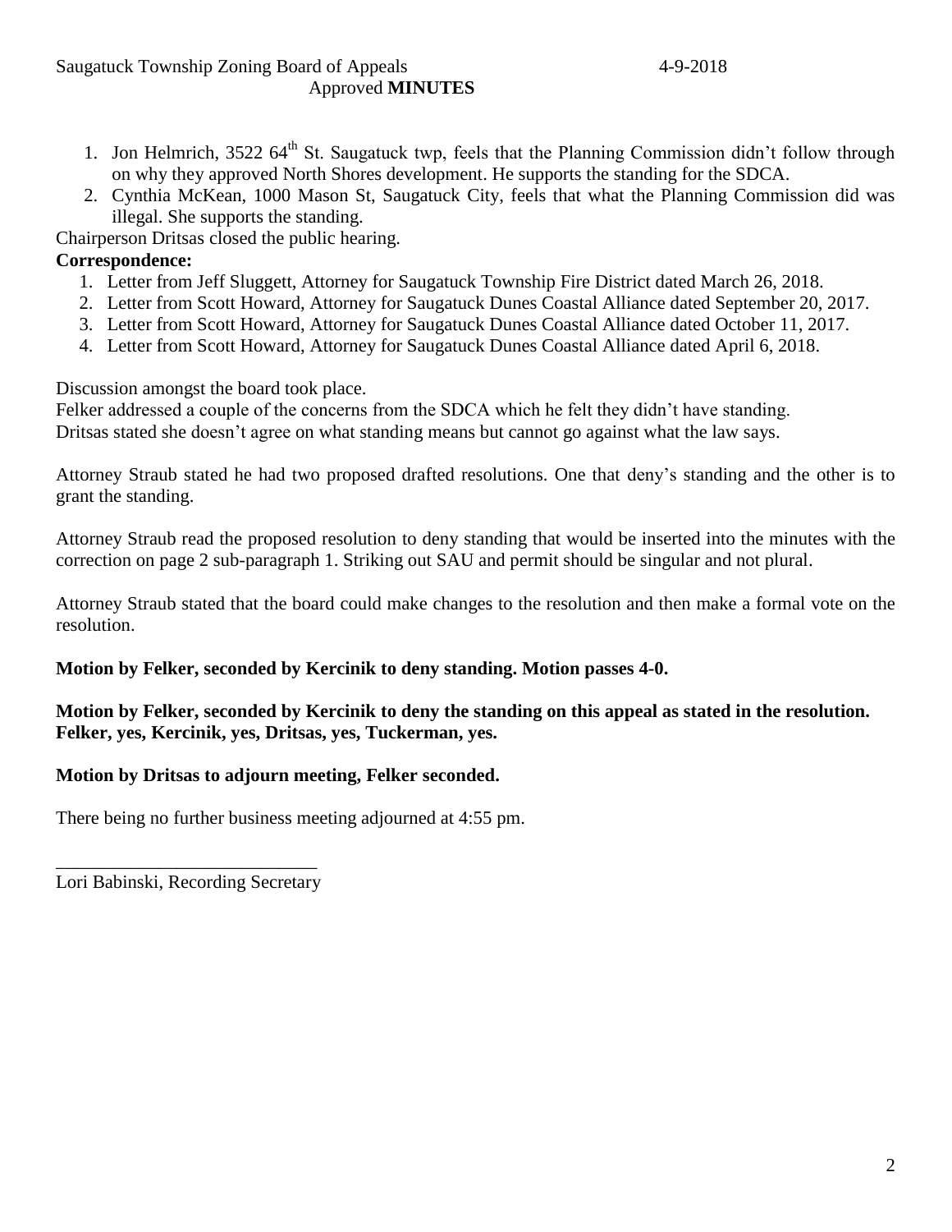1. Jon Helmrich, 3522 64th St. Saugatuck twp, feels that the Planning Commission didn't follow through on why they approved North Shores development. He supports the standing for the SDCA.
2. Cynthia McKean, 1000 Mason St, Saugatuck City, feels that what the Planning Commission did was illegal. She supports the standing.

Chairperson Dritsas closed the public hearing.

**Correspondence:**

1. Letter from Jeff Sluggett, Attorney for Saugatuck Township Fire District dated March 26, 2018.
2. Letter from Scott Howard, Attorney for Saugatuck Dunes Coastal Alliance dated September 20, 2017.
3. Letter from Scott Howard, Attorney for Saugatuck Dunes Coastal Alliance dated October 11, 2017.
4. Letter from Scott Howard, Attorney for Saugatuck Dunes Coastal Alliance dated April 6, 2018.

Discussion amongst the board took place.
Felker addressed a couple of the concerns from the SDCA which he felt they didn't have standing.
Dritsas stated she doesn't agree on what standing means but cannot go against what the law says.

Attorney Straub stated he had two proposed drafted resolutions. One that deny's standing and the other is to grant the standing.

Attorney Straub read the proposed resolution to deny standing that would be inserted into the minutes with the correction on page 2 sub-paragraph 1. Striking out SAU and permit should be singular and not plural.

Attorney Straub stated that the board could make changes to the resolution and then make a formal vote on the resolution.

**Motion by Felker, seconded by Kercinik to deny standing. Motion passes 4-0.**

**Motion by Felker, seconded by Kercinik to deny the standing on this appeal as stated in the resolution. Felker, yes, Kercinik, yes, Dritsas, yes, Tuckerman, yes.**

**Motion by Dritsas to adjourn meeting, Felker seconded.**

There being no further business meeting adjourned at 4:55 pm.

\_\_\_\_\_\_\_\_\_\_\_\_\_\_\_\_\_\_\_\_\_\_\_\_\_\_\_\_

Lori Babinski, Recording Secretary